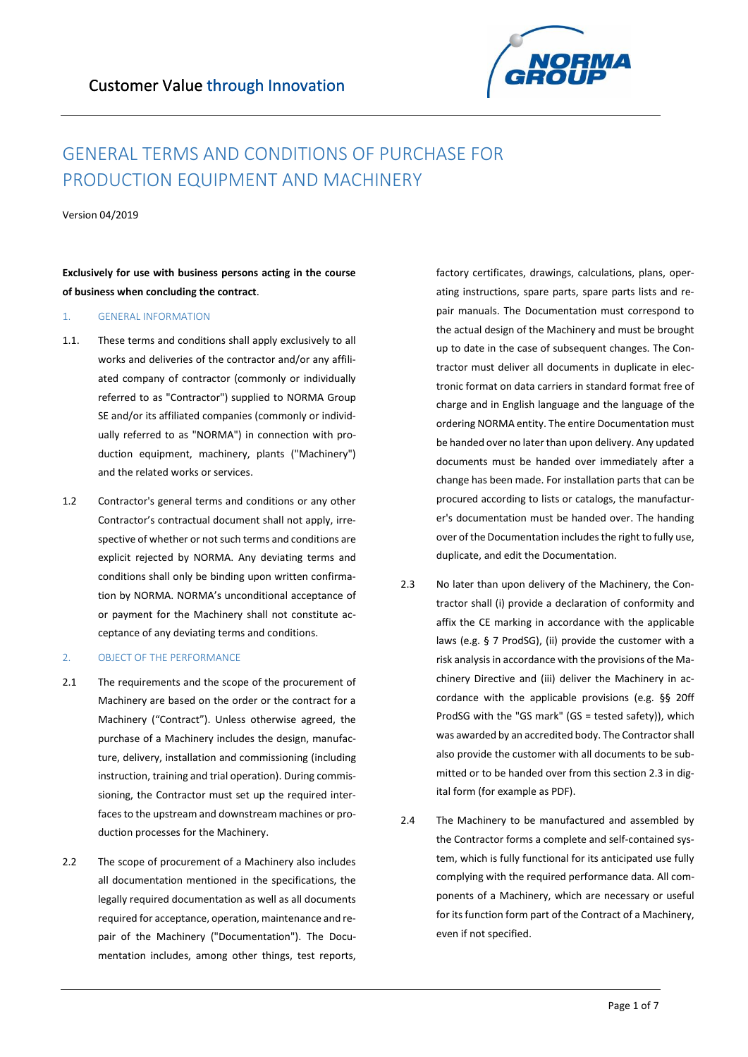# GENERAL TERMS AND CONDITIONS OF PURCHASE FOR PRODUCTION EQUIPMENT AND MACHINERY

Version 04/2019

**Exclusively for use with business persons acting in the course of business when concluding the contract**.

## 1. GENERAL INFORMATION

1.1. These terms and conditions shall apply exclusively to all works and deliveries of the contractor and/or any affiliated company of contractor (commonly or individually referred to as "Contractor") supplied to NORMA Group SE and/or its affiliated companies (commonly or individually referred to as "NORMA") in connection with production equipment, machinery, plants ("Machinery") and the related works or services.

1.2 Contractor's general terms and conditions or any other Contractor's contractual document shall not apply, irrespective of whether or not such terms and conditions are explicit rejected by NORMA. Any deviating terms and conditions shall only be binding upon written confirmation by NORMA. NORMA's unconditional acceptance of or payment for the Machinery shall not constitute acceptance of any deviating terms and conditions.

## 2. OBJECT OF THE PERFORMANCE

2.1 The requirements and the scope of the procurement of Machinery are based on the order or the contract for a Machinery ("Contract"). Unless otherwise agreed, the purchase of a Machinery includes the design, manufacture, delivery, installation and commissioning (including instruction, training and trial operation). During commissioning, the Contractor must set up the required interfaces to the upstream and downstream machines or production processes for the Machinery.

2.2 The scope of procurement of a Machinery also includes all documentation mentioned in the specifications, the legally required documentation as well as all documents required for acceptance, operation, maintenance and repair of the Machinery ("Documentation"). The Documentation includes, among other things, test reports, factory certificates, drawings, calculations, plans, operating instructions, spare parts, spare parts lists and repair manuals. The Documentation must correspond to the actual design of the Machinery and must be brought up to date in the case of subsequent changes. The Contractor must deliver all documents in duplicate in electronic format on data carriers in standard format free of charge and in English language and the language of the ordering NORMA entity. The entire Documentation must be handed over no later than upon delivery. Any updated documents must be handed over immediately after a change has been made. For installation parts that can be procured according to lists or catalogs, the manufacturer's documentation must be handed over. The handing over of the Documentation includes the right to fully use, duplicate, and edit the Documentation.

2.3 No later than upon delivery of the Machinery, the Contractor shall (i) provide a declaration of conformity and affix the CE marking in accordance with the applicable laws (e.g. § 7 ProdSG), (ii) provide the customer with a risk analysis in accordance with the provisions of the Machinery Directive and (iii) deliver the Machinery in accordance with the applicable provisions (e.g. §§ 20ff ProdSG with the "GS mark" (GS = tested safety)), which was awarded by an accredited body. The Contractor shall also provide the customer with all documents to be submitted or to be handed over from this section 2.3 in digital form (for example as PDF).

2.4 The Machinery to be manufactured and assembled by the Contractor forms a complete and self-contained system, which is fully functional for its anticipated use fully complying with the required performance data. All components of a Machinery, which are necessary or useful for its function form part of the Contract of a Machinery, even if not specified.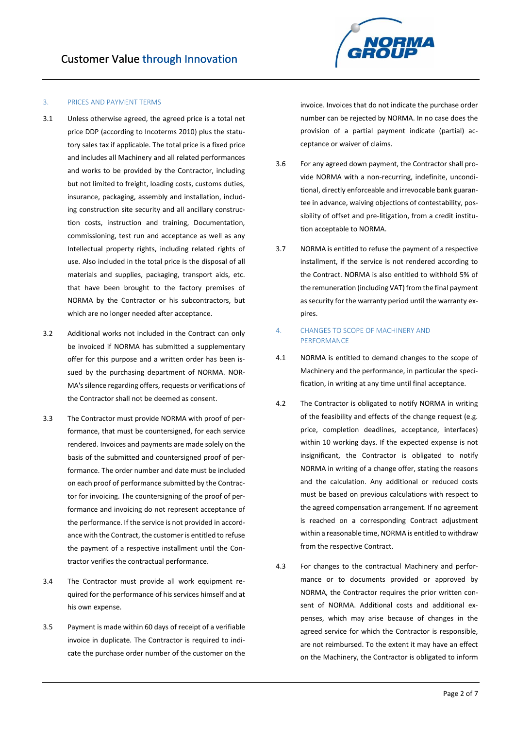## 3. PRICES AND PAYMENT TERMS

3.1 Unless otherwise agreed, the agreed price is a total net price DDP (according to Incoterms 2010) plus the statutory sales tax if applicable. The total price is a fixed price and includes all Machinery and all related performances and works to be provided by the Contractor, including but not limited to freight, loading costs, customs duties, insurance, packaging, assembly and installation, including construction site security and all ancillary construction costs, instruction and training, Documentation, commissioning, test run and acceptance as well as any Intellectual property rights, including related rights of use. Also included in the total price is the disposal of all materials and supplies, packaging, transport aids, etc. that have been brought to the factory premises of NORMA by the Contractor or his subcontractors, but which are no longer needed after acceptance.

3.2 Additional works not included in the Contract can only be invoiced if NORMA has submitted a supplementary offer for this purpose and a written order has been issued by the purchasing department of NORMA. NORMA's silence regarding offers, requests or verifications of the Contractor shall not be deemed as consent.

3.3 The Contractor must provide NORMA with proof of performance, that must be countersigned, for each service rendered. Invoices and payments are made solely on the basis of the submitted and countersigned proof of performance. The order number and date must be included on each proof of performance submitted by the Contractor for invoicing. The countersigning of the proof of performance and invoicing do not represent acceptance of the performance. If the service is not provided in accordance with the Contract, the customer is entitled to refuse the payment of a respective installment until the Contractor verifies the contractual performance.

3.4 The Contractor must provide all work equipment required for the performance of his services himself and at his own expense.

3.5 Payment is made within 60 days of receipt of a verifiable invoice in duplicate. The Contractor is required to indicate the purchase order number of the customer on the invoice. Invoices that do not indicate the purchase order number can be rejected by NORMA. In no case does the provision of a partial payment indicate (partial) acceptance or waiver of claims.

3.6 For any agreed down payment, the Contractor shall provide NORMA with a non-recurring, indefinite, unconditional, directly enforceable and irrevocable bank guarantee in advance, waiving objections of contestability, possibility of offset and pre-litigation, from a credit institution acceptable to NORMA.

3.7 NORMA is entitled to refuse the payment of a respective installment, if the service is not rendered according to the Contract. NORMA is also entitled to withhold 5% of the remuneration (including VAT) from the final payment as security for the warranty period until the warranty expires.

## 4. CHANGES TO SCOPE OF MACHINERY AND PERFORMANCE

4.1 NORMA is entitled to demand changes to the scope of Machinery and the performance, in particular the specification, in writing at any time until final acceptance.

4.2 The Contractor is obligated to notify NORMA in writing of the feasibility and effects of the change request (e.g. price, completion deadlines, acceptance, interfaces) within 10 working days. If the expected expense is not insignificant, the Contractor is obligated to notify NORMA in writing of a change offer, stating the reasons and the calculation. Any additional or reduced costs must be based on previous calculations with respect to the agreed compensation arrangement. If no agreement is reached on a corresponding Contract adjustment within a reasonable time, NORMA is entitled to withdraw from the respective Contract.

4.3 For changes to the contractual Machinery and performance or to documents provided or approved by NORMA, the Contractor requires the prior written consent of NORMA. Additional costs and additional expenses, which may arise because of changes in the agreed service for which the Contractor is responsible, are not reimbursed. To the extent it may have an effect on the Machinery, the Contractor is obligated to inform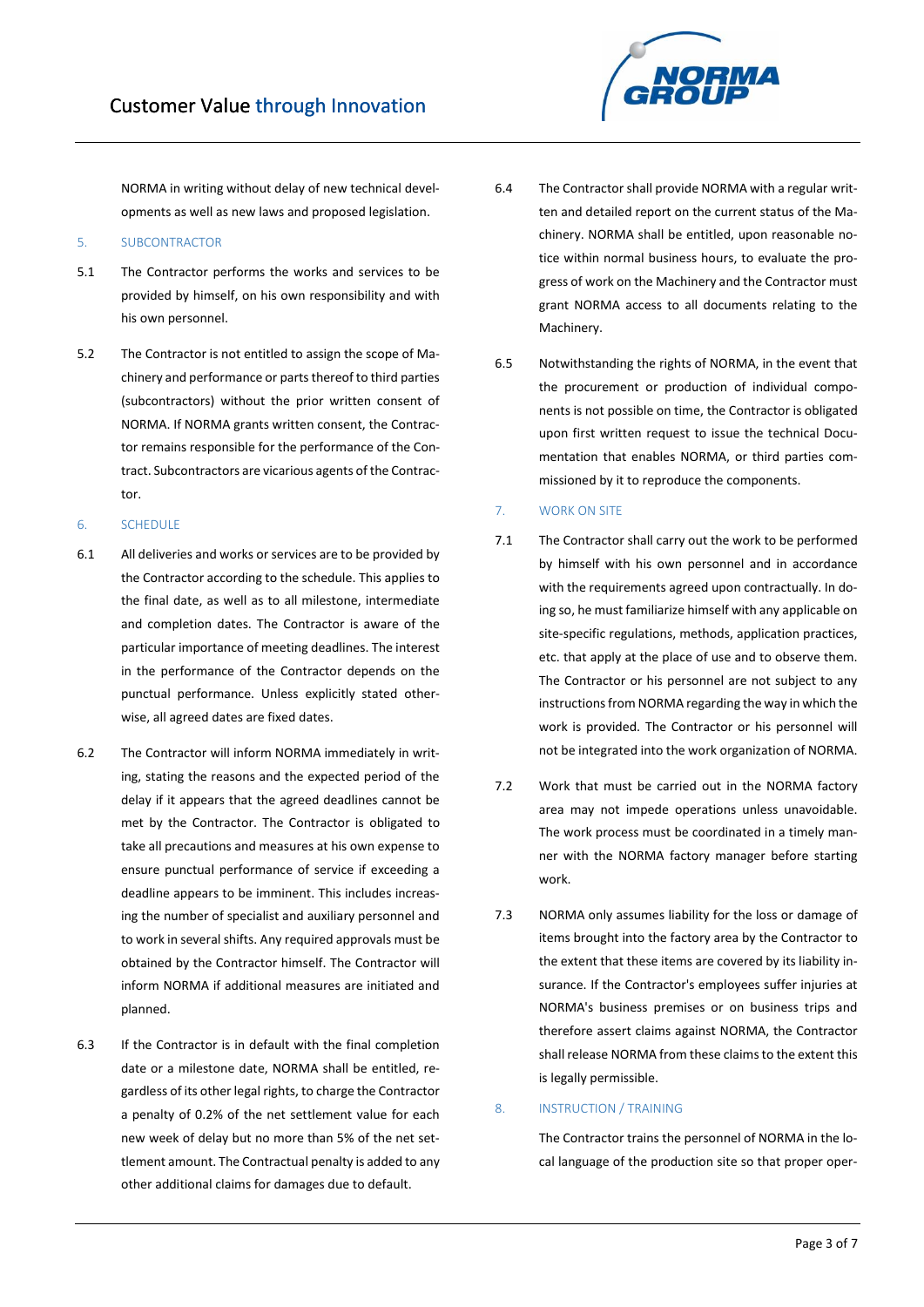NORMA in writing without delay of new technical developments as well as new laws and proposed legislation.

## 5. SUBCONTRACTOR

5.1 The Contractor performs the works and services to be provided by himself, on his own responsibility and with his own personnel.

5.2 The Contractor is not entitled to assign the scope of Machinery and performance or parts thereof to third parties (subcontractors) without the prior written consent of NORMA. If NORMA grants written consent, the Contractor remains responsible for the performance of the Contract. Subcontractors are vicarious agents of the Contractor.

## 6. SCHEDULE

6.1 All deliveries and works or services are to be provided by the Contractor according to the schedule. This applies to the final date, as well as to all milestone, intermediate and completion dates. The Contractor is aware of the particular importance of meeting deadlines. The interest in the performance of the Contractor depends on the punctual performance. Unless explicitly stated otherwise, all agreed dates are fixed dates.

6.2 The Contractor will inform NORMA immediately in writing, stating the reasons and the expected period of the delay if it appears that the agreed deadlines cannot be met by the Contractor. The Contractor is obligated to take all precautions and measures at his own expense to ensure punctual performance of service if exceeding a deadline appears to be imminent. This includes increasing the number of specialist and auxiliary personnel and to work in several shifts. Any required approvals must be obtained by the Contractor himself. The Contractor will inform NORMA if additional measures are initiated and planned.

6.3 If the Contractor is in default with the final completion date or a milestone date, NORMA shall be entitled, regardless of its other legal rights, to charge the Contractor a penalty of 0.2% of the net settlement value for each new week of delay but no more than 5% of the net settlement amount. The Contractual penalty is added to any other additional claims for damages due to default.

6.4 The Contractor shall provide NORMA with a regular written and detailed report on the current status of the Machinery. NORMA shall be entitled, upon reasonable notice within normal business hours, to evaluate the progress of work on the Machinery and the Contractor must grant NORMA access to all documents relating to the Machinery.

6.5 Notwithstanding the rights of NORMA, in the event that the procurement or production of individual components is not possible on time, the Contractor is obligated upon first written request to issue the technical Documentation that enables NORMA, or third parties commissioned by it to reproduce the components.

## 7. WORK ON SITE

7.1 The Contractor shall carry out the work to be performed by himself with his own personnel and in accordance with the requirements agreed upon contractually. In doing so, he must familiarize himself with any applicable on site-specific regulations, methods, application practices, etc. that apply at the place of use and to observe them. The Contractor or his personnel are not subject to any instructions from NORMA regarding the way in which the work is provided. The Contractor or his personnel will not be integrated into the work organization of NORMA.

7.2 Work that must be carried out in the NORMA factory area may not impede operations unless unavoidable. The work process must be coordinated in a timely manner with the NORMA factory manager before starting work.

7.3 NORMA only assumes liability for the loss or damage of items brought into the factory area by the Contractor to the extent that these items are covered by its liability insurance. If the Contractor's employees suffer injuries at NORMA's business premises or on business trips and therefore assert claims against NORMA, the Contractor shall release NORMA from these claims to the extent this is legally permissible.

## 8. INSTRUCTION / TRAINING

The Contractor trains the personnel of NORMA in the local language of the production site so that proper oper-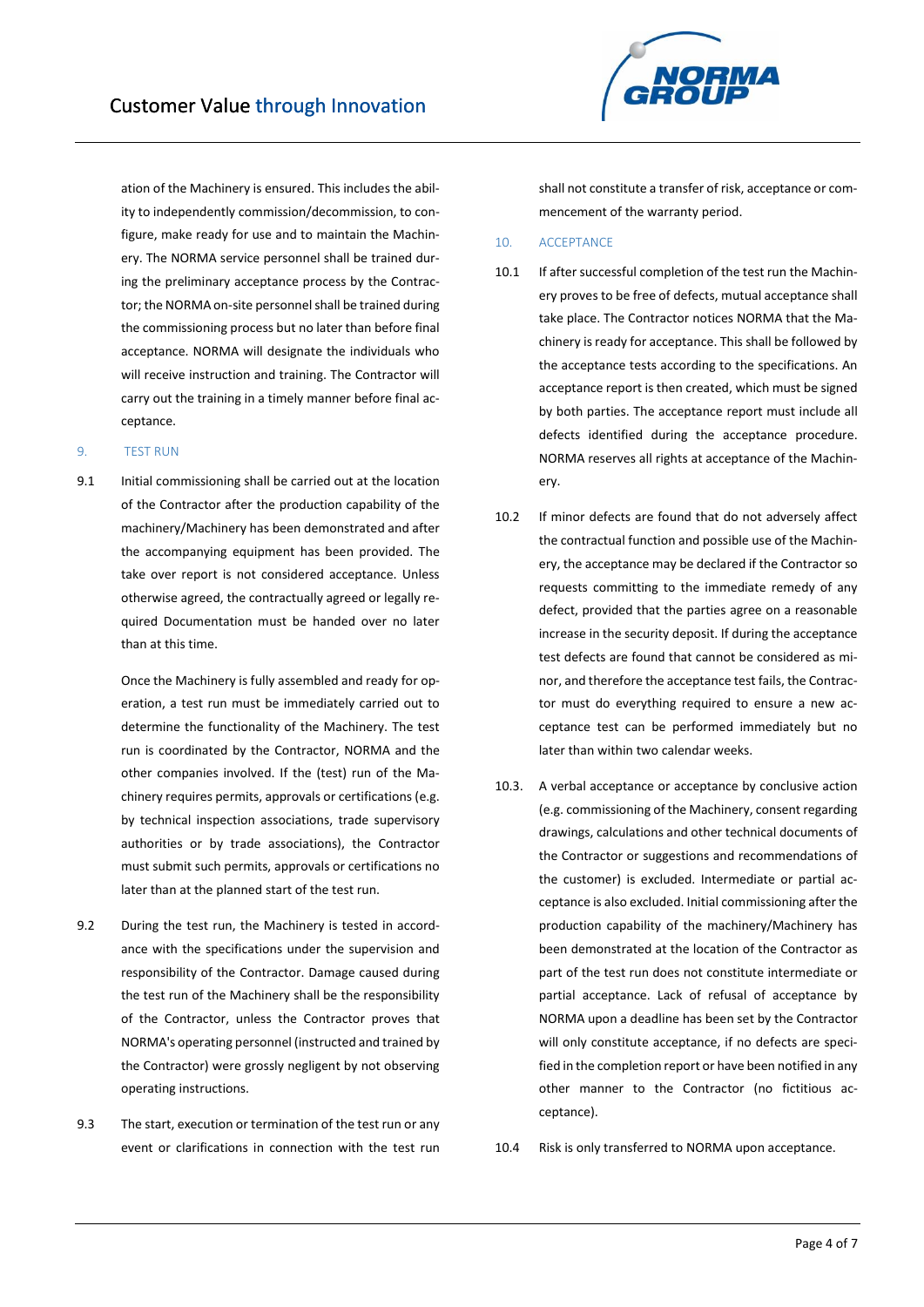ation of the Machinery is ensured. This includes the ability to independently commission/decommission, to configure, make ready for use and to maintain the Machinery. The NORMA service personnel shall be trained during the preliminary acceptance process by the Contractor; the NORMA on-site personnel shall be trained during the commissioning process but no later than before final acceptance. NORMA will designate the individuals who will receive instruction and training. The Contractor will carry out the training in a timely manner before final acceptance.

## 9. TEST RUN

9.1 Initial commissioning shall be carried out at the location of the Contractor after the production capability of the machinery/Machinery has been demonstrated and after the accompanying equipment has been provided. The take over report is not considered acceptance. Unless otherwise agreed, the contractually agreed or legally required Documentation must be handed over no later than at this time.

Once the Machinery is fully assembled and ready for operation, a test run must be immediately carried out to determine the functionality of the Machinery. The test run is coordinated by the Contractor, NORMA and the other companies involved. If the (test) run of the Machinery requires permits, approvals or certifications (e.g. by technical inspection associations, trade supervisory authorities or by trade associations), the Contractor must submit such permits, approvals or certifications no later than at the planned start of the test run.

9.2 During the test run, the Machinery is tested in accordance with the specifications under the supervision and responsibility of the Contractor. Damage caused during the test run of the Machinery shall be the responsibility of the Contractor, unless the Contractor proves that NORMA's operating personnel (instructed and trained by the Contractor) were grossly negligent by not observing operating instructions.

9.3 The start, execution or termination of the test run or any event or clarifications in connection with the test run shall not constitute a transfer of risk, acceptance or commencement of the warranty period.

## 10. ACCEPTANCE

10.1 If after successful completion of the test run the Machinery proves to be free of defects, mutual acceptance shall take place. The Contractor notices NORMA that the Machinery is ready for acceptance. This shall be followed by the acceptance tests according to the specifications. An acceptance report is then created, which must be signed by both parties. The acceptance report must include all defects identified during the acceptance procedure. NORMA reserves all rights at acceptance of the Machinery.

10.2 If minor defects are found that do not adversely affect the contractual function and possible use of the Machinery, the acceptance may be declared if the Contractor so requests committing to the immediate remedy of any defect, provided that the parties agree on a reasonable increase in the security deposit. If during the acceptance test defects are found that cannot be considered as minor, and therefore the acceptance test fails, the Contractor must do everything required to ensure a new acceptance test can be performed immediately but no later than within two calendar weeks.

10.3. A verbal acceptance or acceptance by conclusive action (e.g. commissioning of the Machinery, consent regarding drawings, calculations and other technical documents of the Contractor or suggestions and recommendations of the customer) is excluded. Intermediate or partial acceptance is also excluded. Initial commissioning after the production capability of the machinery/Machinery has been demonstrated at the location of the Contractor as part of the test run does not constitute intermediate or partial acceptance. Lack of refusal of acceptance by NORMA upon a deadline has been set by the Contractor will only constitute acceptance, if no defects are specified in the completion report or have been notified in any other manner to the Contractor (no fictitious acceptance).

10.4 Risk is only transferred to NORMA upon acceptance.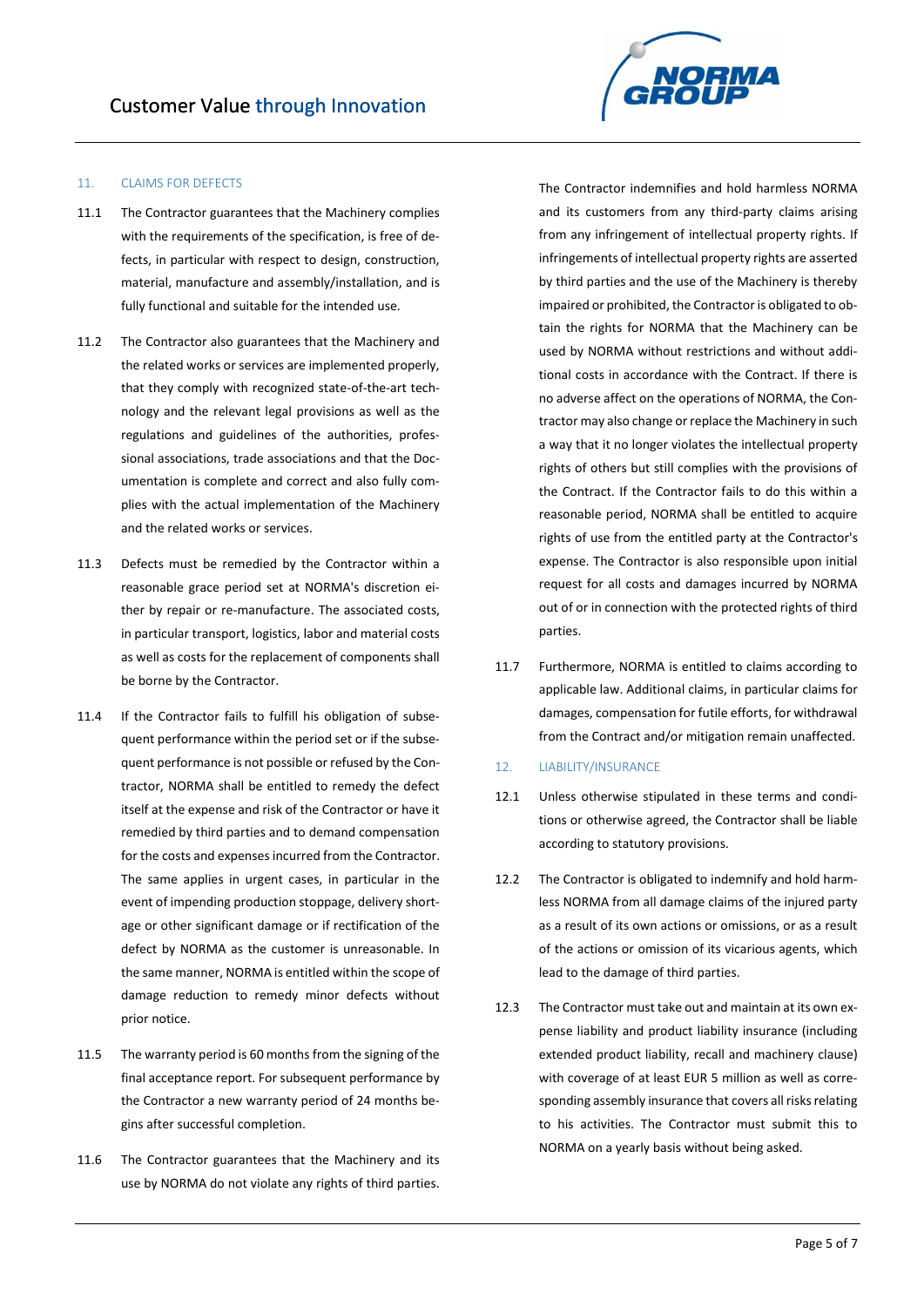## 11. CLAIMS FOR DEFECTS

11.1 The Contractor guarantees that the Machinery complies with the requirements of the specification, is free of defects, in particular with respect to design, construction, material, manufacture and assembly/installation, and is fully functional and suitable for the intended use.

11.2 The Contractor also guarantees that the Machinery and the related works or services are implemented properly, that they comply with recognized state-of-the-art technology and the relevant legal provisions as well as the regulations and guidelines of the authorities, professional associations, trade associations and that the Documentation is complete and correct and also fully complies with the actual implementation of the Machinery and the related works or services.

11.3 Defects must be remedied by the Contractor within a reasonable grace period set at NORMA's discretion either by repair or re-manufacture. The associated costs, in particular transport, logistics, labor and material costs as well as costs for the replacement of components shall be borne by the Contractor.

11.4 If the Contractor fails to fulfill his obligation of subsequent performance within the period set or if the subsequent performance is not possible or refused by the Contractor, NORMA shall be entitled to remedy the defect itself at the expense and risk of the Contractor or have it remedied by third parties and to demand compensation for the costs and expenses incurred from the Contractor. The same applies in urgent cases, in particular in the event of impending production stoppage, delivery shortage or other significant damage or if rectification of the defect by NORMA as the customer is unreasonable. In the same manner, NORMA is entitled within the scope of damage reduction to remedy minor defects without prior notice.

11.5 The warranty period is 60 months from the signing of the final acceptance report. For subsequent performance by the Contractor a new warranty period of 24 months begins after successful completion.

11.6 The Contractor guarantees that the Machinery and its use by NORMA do not violate any rights of third parties. The Contractor indemnifies and hold harmless NORMA and its customers from any third-party claims arising from any infringement of intellectual property rights. If infringements of intellectual property rights are asserted by third parties and the use of the Machinery is thereby impaired or prohibited, the Contractor is obligated to obtain the rights for NORMA that the Machinery can be used by NORMA without restrictions and without additional costs in accordance with the Contract. If there is no adverse affect on the operations of NORMA, the Contractor may also change or replace the Machinery in such a way that it no longer violates the intellectual property rights of others but still complies with the provisions of the Contract. If the Contractor fails to do this within a reasonable period, NORMA shall be entitled to acquire rights of use from the entitled party at the Contractor's expense. The Contractor is also responsible upon initial request for all costs and damages incurred by NORMA out of or in connection with the protected rights of third parties.

11.7 Furthermore, NORMA is entitled to claims according to applicable law. Additional claims, in particular claims for damages, compensation for futile efforts, for withdrawal from the Contract and/or mitigation remain unaffected.

## 12. LIABILITY/INSURANCE

12.1 Unless otherwise stipulated in these terms and conditions or otherwise agreed, the Contractor shall be liable according to statutory provisions.

12.2 The Contractor is obligated to indemnify and hold harmless NORMA from all damage claims of the injured party as a result of its own actions or omissions, or as a result of the actions or omission of its vicarious agents, which lead to the damage of third parties.

12.3 The Contractor must take out and maintain at its own expense liability and product liability insurance (including extended product liability, recall and machinery clause) with coverage of at least EUR 5 million as well as corresponding assembly insurance that covers all risks relating to his activities. The Contractor must submit this to NORMA on a yearly basis without being asked.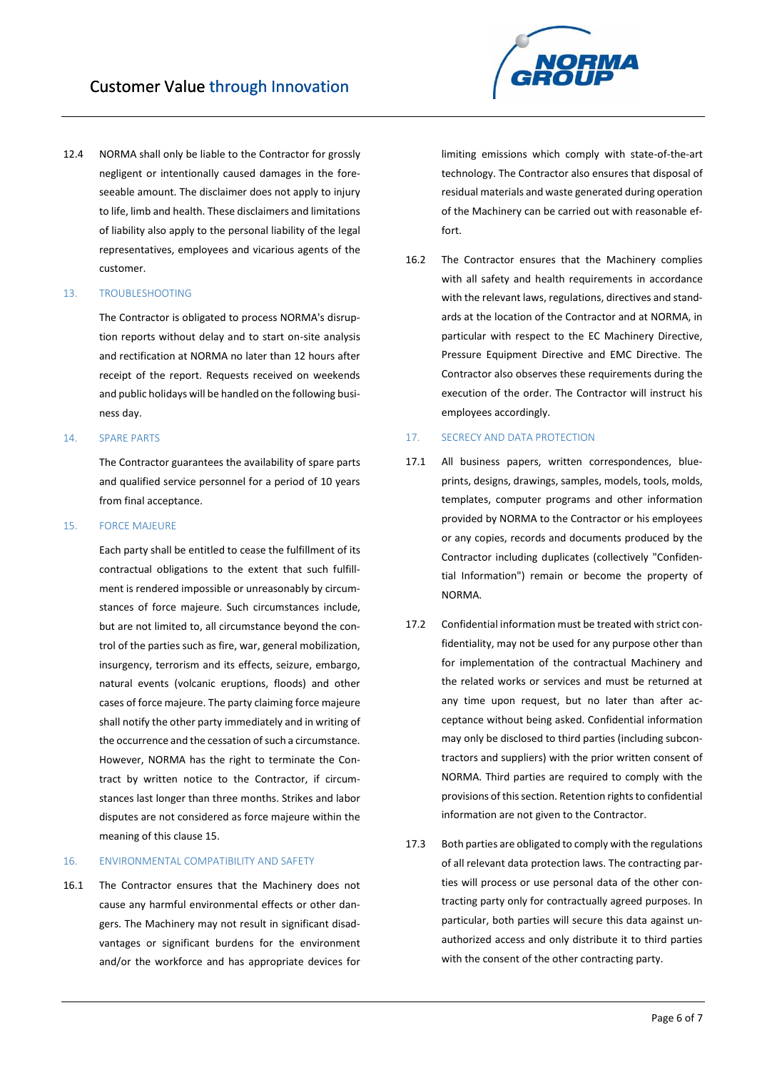12.4 NORMA shall only be liable to the Contractor for grossly negligent or intentionally caused damages in the foreseeable amount. The disclaimer does not apply to injury to life, limb and health. These disclaimers and limitations of liability also apply to the personal liability of the legal representatives, employees and vicarious agents of the customer.

## 13. TROUBLESHOOTING

The Contractor is obligated to process NORMA's disruption reports without delay and to start on-site analysis and rectification at NORMA no later than 12 hours after receipt of the report. Requests received on weekends and public holidays will be handled on the following business day.

## 14. SPARE PARTS

The Contractor guarantees the availability of spare parts and qualified service personnel for a period of 10 years from final acceptance.

## 15. FORCE MAJEURE

Each party shall be entitled to cease the fulfillment of its contractual obligations to the extent that such fulfillment is rendered impossible or unreasonably by circumstances of force majeure. Such circumstances include, but are not limited to, all circumstance beyond the control of the parties such as fire, war, general mobilization, insurgency, terrorism and its effects, seizure, embargo, natural events (volcanic eruptions, floods) and other cases of force majeure. The party claiming force majeure shall notify the other party immediately and in writing of the occurrence and the cessation of such a circumstance. However, NORMA has the right to terminate the Contract by written notice to the Contractor, if circumstances last longer than three months. Strikes and labor disputes are not considered as force majeure within the meaning of this clause 15.

## 16. ENVIRONMENTAL COMPATIBILITY AND SAFETY

16.1 The Contractor ensures that the Machinery does not cause any harmful environmental effects or other dangers. The Machinery may not result in significant disadvantages or significant burdens for the environment and/or the workforce and has appropriate devices for limiting emissions which comply with state-of-the-art technology. The Contractor also ensures that disposal of residual materials and waste generated during operation of the Machinery can be carried out with reasonable effort.

16.2 The Contractor ensures that the Machinery complies with all safety and health requirements in accordance with the relevant laws, regulations, directives and standards at the location of the Contractor and at NORMA, in particular with respect to the EC Machinery Directive, Pressure Equipment Directive and EMC Directive. The Contractor also observes these requirements during the execution of the order. The Contractor will instruct his employees accordingly.

## 17. SECRECY AND DATA PROTECTION

17.1 All business papers, written correspondences, blueprints, designs, drawings, samples, models, tools, molds, templates, computer programs and other information provided by NORMA to the Contractor or his employees or any copies, records and documents produced by the Contractor including duplicates (collectively "Confidential Information") remain or become the property of NORMA.

17.2 Confidential information must be treated with strict confidentiality, may not be used for any purpose other than for implementation of the contractual Machinery and the related works or services and must be returned at any time upon request, but no later than after acceptance without being asked. Confidential information may only be disclosed to third parties (including subcontractors and suppliers) with the prior written consent of NORMA. Third parties are required to comply with the provisions of this section. Retention rights to confidential information are not given to the Contractor.

17.3 Both parties are obligated to comply with the regulations of all relevant data protection laws. The contracting parties will process or use personal data of the other contracting party only for contractually agreed purposes. In particular, both parties will secure this data against unauthorized access and only distribute it to third parties with the consent of the other contracting party.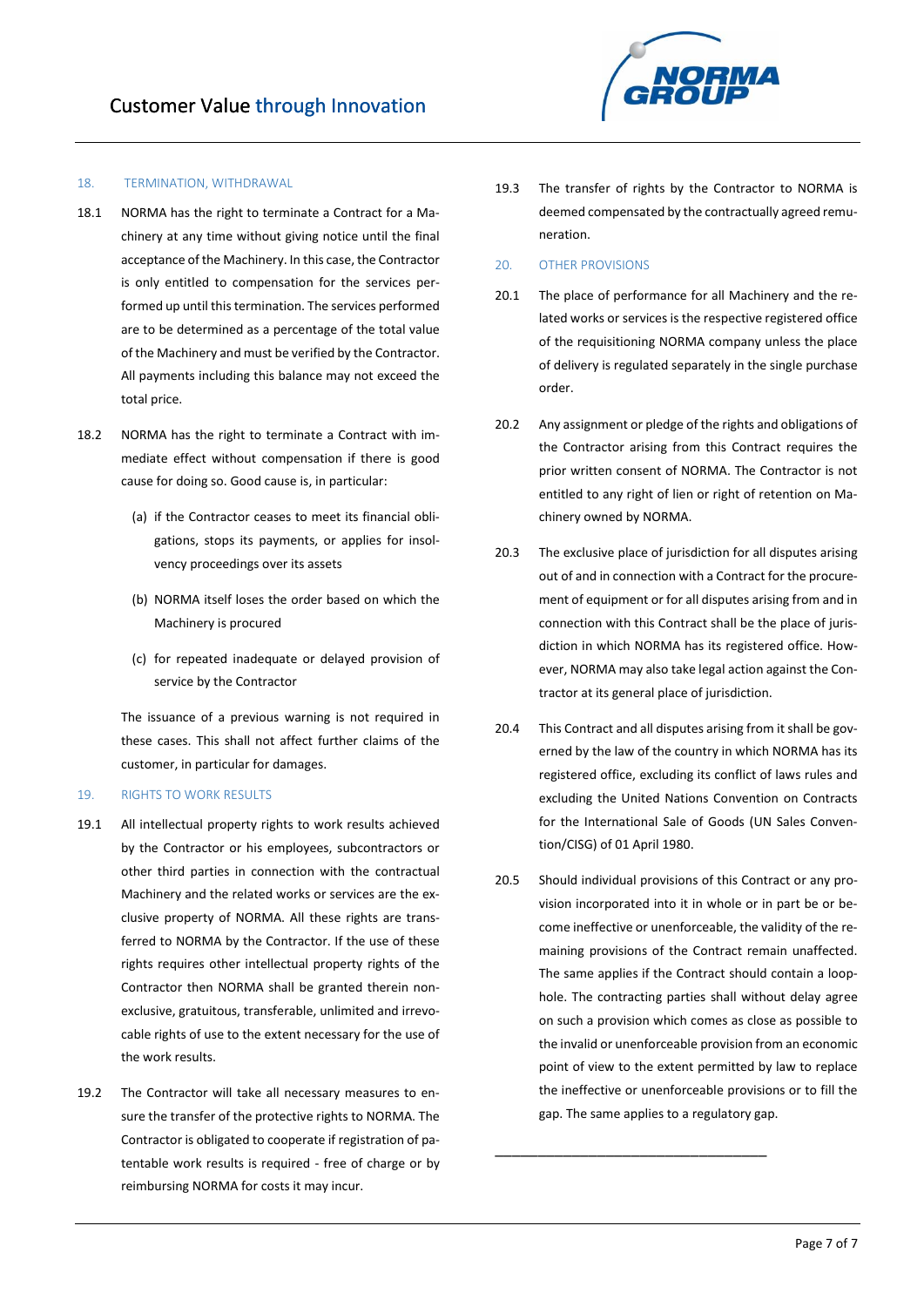## 18. TERMINATION, WITHDRAWAL

18.1 NORMA has the right to terminate a Contract for a Machinery at any time without giving notice until the final acceptance of the Machinery. In this case, the Contractor is only entitled to compensation for the services performed up until this termination. The services performed are to be determined as a percentage of the total value of the Machinery and must be verified by the Contractor. All payments including this balance may not exceed the total price.

18.2 NORMA has the right to terminate a Contract with immediate effect without compensation if there is good cause for doing so. Good cause is, in particular:

(a) if the Contractor ceases to meet its financial obligations, stops its payments, or applies for insolvency proceedings over its assets

(b) NORMA itself loses the order based on which the Machinery is procured

(c) for repeated inadequate or delayed provision of service by the Contractor

The issuance of a previous warning is not required in these cases. This shall not affect further claims of the customer, in particular for damages.

## 19. RIGHTS TO WORK RESULTS

19.1 All intellectual property rights to work results achieved by the Contractor or his employees, subcontractors or other third parties in connection with the contractual Machinery and the related works or services are the exclusive property of NORMA. All these rights are transferred to NORMA by the Contractor. If the use of these rights requires other intellectual property rights of the Contractor then NORMA shall be granted therein non-exclusive, gratuitous, transferable, unlimited and irrevocable rights of use to the extent necessary for the use of the work results.

19.2 The Contractor will take all necessary measures to ensure the transfer of the protective rights to NORMA. The Contractor is obligated to cooperate if registration of patentable work results is required - free of charge or by reimbursing NORMA for costs it may incur.

19.3 The transfer of rights by the Contractor to NORMA is deemed compensated by the contractually agreed remuneration.

## 20. OTHER PROVISIONS

20.1 The place of performance for all Machinery and the related works or services is the respective registered office of the requisitioning NORMA company unless the place of delivery is regulated separately in the single purchase order.

20.2 Any assignment or pledge of the rights and obligations of the Contractor arising from this Contract requires the prior written consent of NORMA. The Contractor is not entitled to any right of lien or right of retention on Machinery owned by NORMA.

20.3 The exclusive place of jurisdiction for all disputes arising out of and in connection with a Contract for the procurement of equipment or for all disputes arising from and in connection with this Contract shall be the place of jurisdiction in which NORMA has its registered office. However, NORMA may also take legal action against the Contractor at its general place of jurisdiction.

20.4 This Contract and all disputes arising from it shall be governed by the law of the country in which NORMA has its registered office, excluding its conflict of laws rules and excluding the United Nations Convention on Contracts for the International Sale of Goods (UN Sales Convention/CISG) of 01 April 1980.

20.5 Should individual provisions of this Contract or any provision incorporated into it in whole or in part be or become ineffective or unenforceable, the validity of the remaining provisions of the Contract remain unaffected. The same applies if the Contract should contain a loophole. The contracting parties shall without delay agree on such a provision which comes as close as possible to the invalid or unenforceable provision from an economic point of view to the extent permitted by law to replace the ineffective or unenforceable provisions or to fill the gap. The same applies to a regulatory gap.

---